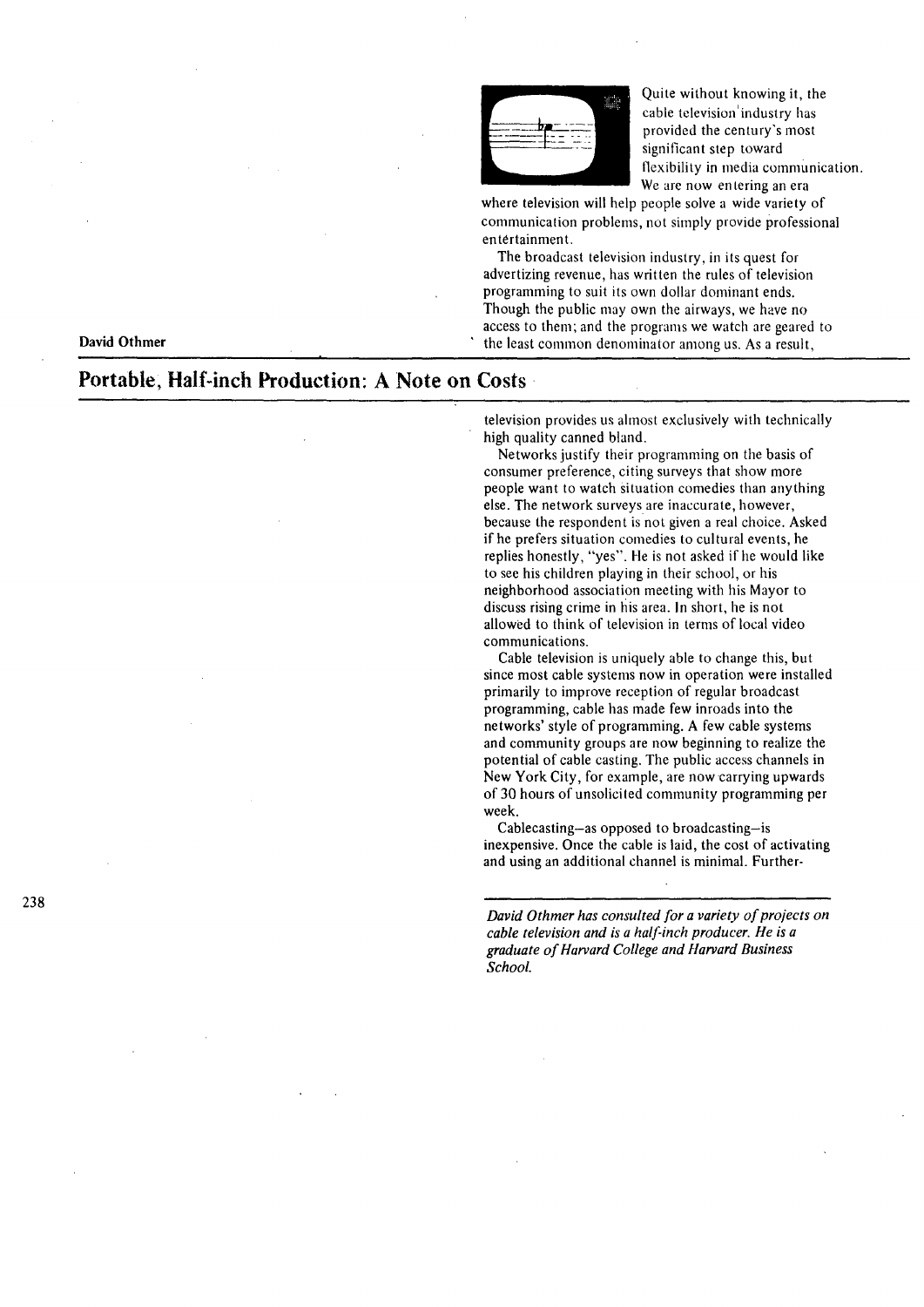David Othmer

# Portable, Half-inch Production: A Note on Costs

Quite without knowing it, the cable television industry has provided the century's most significant step toward flexibility in media communication. We are now entering an era where television will help people solve a wide variety of communication problems, not simply provide professional entertainment.

The broadcast television industry, in its quest for advertizing revenue, has written the rules of television programming to suit its own dollar dominant ends. Though the public may own the airways, we have no access to them; and the programs we watch are geared to the least common denominator among us. As a result, television provides us almost exclusively with technically high quality canned bland.

Networks justify their programming on the basis of consumer preference, citing surveys that show more people want to watch situation comedies than anything else. The network surveys are inaccurate, however, because the respondent is not given a real choice. Asked if he prefers situation comedies to cultural events, he replies honestly, "yes". He is not asked if he would like to see his children playing in their school, or his neighborhood association meeting with his Mayor to discuss rising crime in his area. In short, he is not allowed to think of television in terms of local video communications.

Cable television is uniquely able to change this, but since most cable systems now in operation were installed primarily to improve reception of regular broadcast programming, cable has made few inroads into the networks' style of programming. A few cable systems and community groups are now beginning to realize the potential of cable casting. The public access channels in New York City, for example, are now carrying upwards of 30 hours of unsolicited community programming per week.

Cablecasting–as opposed to broadcasting–is inexpensive. Once the cable is laid, the cost of activating and using an additional channel is minimal. Further-

*David Othmer has consulted for a variety of projects on cable television and is a half-inch producer. He is a graduate of Harvard College and Harvard Business School.*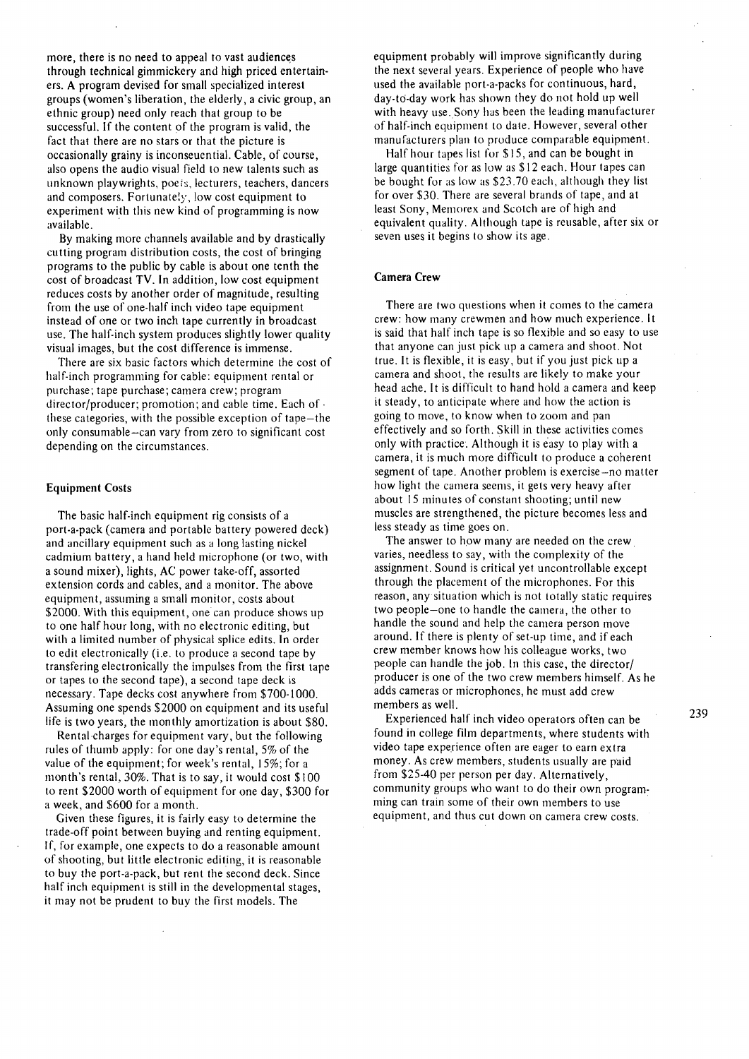more, there is no need to appeal to vast audiences through technical gimmickery and high priced entertainers. A program devised for small specialized interest groups (women's liberation, the elderly, a civic group, an ethnic group) need only reach that group to be successful. If the content of the program is valid, the fact that there are no stars or that the picture is occasionally grainy is inconseuential. Cable, of course, also opens the audio visual field to new talents such as unknown playwrights, poets, lecturers, teachers, dancers and composers. Fortunately, low cost equipment to experiment with this new kind of programming is now available.

By making more channels available and by drastically cutting program distribution costs, the cost of bringing programs to the public by cable is about one tenth the cost of broadcast TV. In addition, low cost equipment reduces costs by another order of magnitude, resulting from the use of one-half inch video tape equipment instead of one or two inch tape currently in broadcast use. The half-inch system produces slightly lower quality visual images, but the cost difference is immense.

There are six basic factors which determine the cost of half-inch programming for cable: equipment rental or purchase; tape purchase; camera crew; program director/producer; promotion; and cable time. Each of these categories, with the possible exception of tape—the only consumable—can vary from zero to significant cost depending on the circumstances.

### Equipment Costs

The basic half-inch equipment rig consists of a port-a-pack (camera and portable battery powered deck) and ancillary equipment such as a long lasting nickel cadmium battery, a hand held microphone (or two, with a sound mixer), lights, AC power take-off, assorted extension cords and cables, and a monitor. The above equipment, assuming a small monitor, costs about \$2000. With this equipment, one can produce shows up to one half hour long, with no electronic editing, but with a limited number of physical splice edits. In order to edit electronically (i.e. to produce a second tape by transfering electronically the impulses from the first tape or tapes to the second tape), a second tape deck is necessary. Tape decks cost anywhere from \$700-1000. Assuming one spends \$2000 on equipment and its useful life is two years, the monthly amortization is about \$80.

Rental charges for equipment vary, but the following rules of thumb apply: for one day's rental, 5% of the value of the equipment; for week's rental, 15%; for a month's rental, 30%. That is to say, it would cost \$100 to rent \$2000 worth of equipment for one day, \$300 for a week, and \$600 for a month.

Given these figures, it is fairly easy to determine the trade-off point between buying and renting equipment. If, for example, one expects to do a reasonable amount of shooting, but little electronic editing, it is reasonable to buy the port-a-pack, but rent the second deck. Since half inch equipment is still in the developmental stages, it may not be prudent to buy the first models. The equipment probably will improve significantly during the next several years. Experience of people who have used the available port-a-packs for continuous, hard, day-to-day work has shown they do not hold up well with heavy use. Sony has been the leading manufacturer of half-inch equipment to date. However, several other manufacturers plan to produce comparable equipment.

Half hour tapes list for \$15, and can be bought in large quantities for as low as \$12 each. Hour tapes can be bought for as low as \$23.70 each, although they list for over \$30. There are several brands of tape, and at least Sony, Memorex and Scotch are of high and equivalent quality. Although tape is reusable, after six or seven uses it begins to show its age.

### Camera Crew

There are two questions when it comes to the camera crew: how many crewmen and how much experience. It is said that half inch tape is so flexible and so easy to use that anyone can just pick up a camera and shoot. Not true. It is flexible, it is easy, but if you just pick up a camera and shoot, the results are likely to make your head ache. It is difficult to hand hold a camera and keep it steady, to anticipate where and how the action is going to move, to know when to zoom and pan effectively and so forth. Skill in these activities comes only with practice. Although it is easy to play with a camera, it is much more difficult to produce a coherent segment of tape. Another problem is exercise—no matter how light the camera seems, it gets very heavy after about 15 minutes of constant shooting; until new muscles are strengthened, the picture becomes less and less steady as time goes on.

The answer to how many are needed on the crew varies, needless to say, with the complexity of the assignment. Sound is critical yet uncontrollable except through the placement of the microphones. For this reason, any situation which is not totally static requires two people—one to handle the camera, the other to handle the sound and help the camera person move around. If there is plenty of set-up time, and if each crew member knows how his colleague works, two people can handle the job. In this case, the director/producer is one of the two crew members himself. As he adds cameras or microphones, he must add crew members as well.

Experienced half inch video operators often can be found in college film departments, where students with video tape experience often are eager to earn extra money. As crew members, students usually are paid from \$25-40 per person per day. Alternatively, community groups who want to do their own programming can train some of their own members to use equipment, and thus cut down on camera crew costs.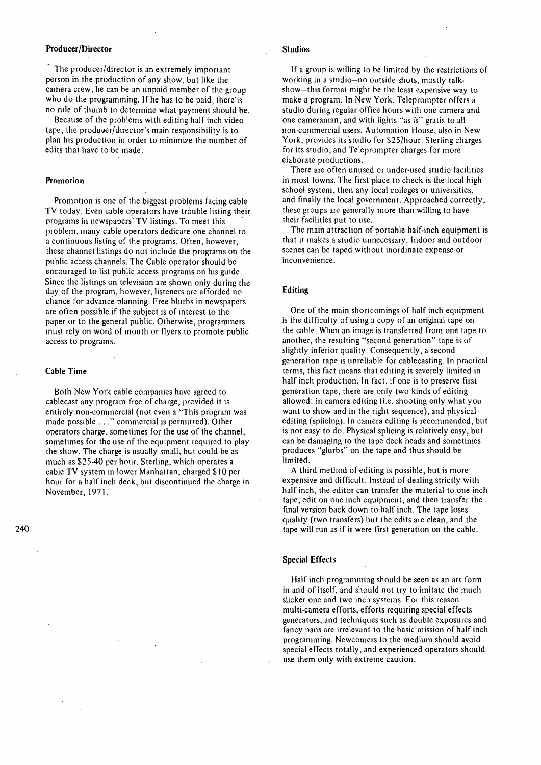### Producer/Director

The producer/director is an extremely important person in the production of any show, but like the camera crew, he can be an unpaid member of the group who do the programming. If he has to be paid, there is no rule of thumb to determine what payment should be.

Because of the problems with editing half inch video tape, the producer/director's main responsibility is to plan his production in order to minimize the number of edits that have to be made.

### Promotion

Promotion is one of the biggest problems facing cable TV today. Even cable operators have trouble listing their programs in newspapers' TV listings. To meet this problem, many cable operators dedicate one channel to a continuous listing of the programs. Often, however, these channel listings do not include the programs on the public access channels. The Cable operator should be encouraged to list public access programs on his guide. Since the listings on television are shown only during the day of the program, however, listeners are afforded no chance for advance planning. Free blurbs in newspapers are often possible if the subject is of interest to the paper or to the general public. Otherwise, programmers must rely on word of mouth or flyers to promote public access to programs.

### Cable Time

Both New York cable companies have agreed to cablecast any program free of charge, provided it is entirely non-commercial (not even a "This program was made possible . . ." commercial is permitted). Other operators charge, sometimes for the use of the channel, sometimes for the use of the equipment required to play the show. The charge is usually small, but could be as much as $25-40 per hour. Sterling, which operates a cable TV system in lower Manhattan, charged $10 per hour for a half inch deck, but discontinued the charge in November, 1971.

### Studios

If a group is willing to be limited by the restrictions of working in a studio—no outside shots, mostly talk-show—this format might be the least expensive way to make a program. In New York, Teleprompter offers a studio during regular office hours with one camera and one cameraman, and with lights "as is" gratis to all non-commercial users. Automation House, also in New York, provides its studio for $25/hour. Sterling charges for its studio, and Teleprompter charges for more elaborate productions.

There are often unused or under-used studio facilities in most towns. The first place to check is the local high school system, then any local colleges or universities, and finally the local government. Approached correctly, these groups are generally more than willing to have their facilities put to use.

The main attraction of portable half-inch equipment is that it makes a studio unnecessary. Indoor and outdoor scenes can be taped without inordinate expense or inconvenience.

### Editing

One of the main shortcomings of half inch equipment is the difficulty of using a copy of an original tape on the cable. When an image is transferred from one tape to another, the resulting "second generation" tape is of slightly inferior quality. Consequently, a second generation tape is unreliable for cablecasting. In practical terms, this fact means that editing is severely limited in half inch production. In fact, if one is to preserve first generation tape, there are only two kinds of editing allowed: in camera editing (i.e. shooting only what you want to show and in the right sequence), and physical editing (splicing). In camera editing is recommended, but is not easy to do. Physical splicing is relatively easy, but can be damaging to the tape deck heads and sometimes produces "glurbs" on the tape and thus should be limited.

A third method of editing is possible, but is more expensive and difficult. Instead of dealing strictly with half inch, the editor can transfer the material to one inch tape, edit on one inch equipment, and then transfer the final version back down to half inch. The tape loses quality (two transfers) but the edits are clean, and the tape will run as if it were first generation on the cable.

### Special Effects

Half inch programming should be seen as an art form in and of itself, and should not try to imitate the much slicker one and two inch systems. For this reason multi-camera efforts, efforts requiring special effects generators, and techniques such as double exposures and fancy pans are irrelevant to the basic mission of half inch programming. Newcomers to the medium should avoid special effects totally, and experienced operators should use them only with extreme caution.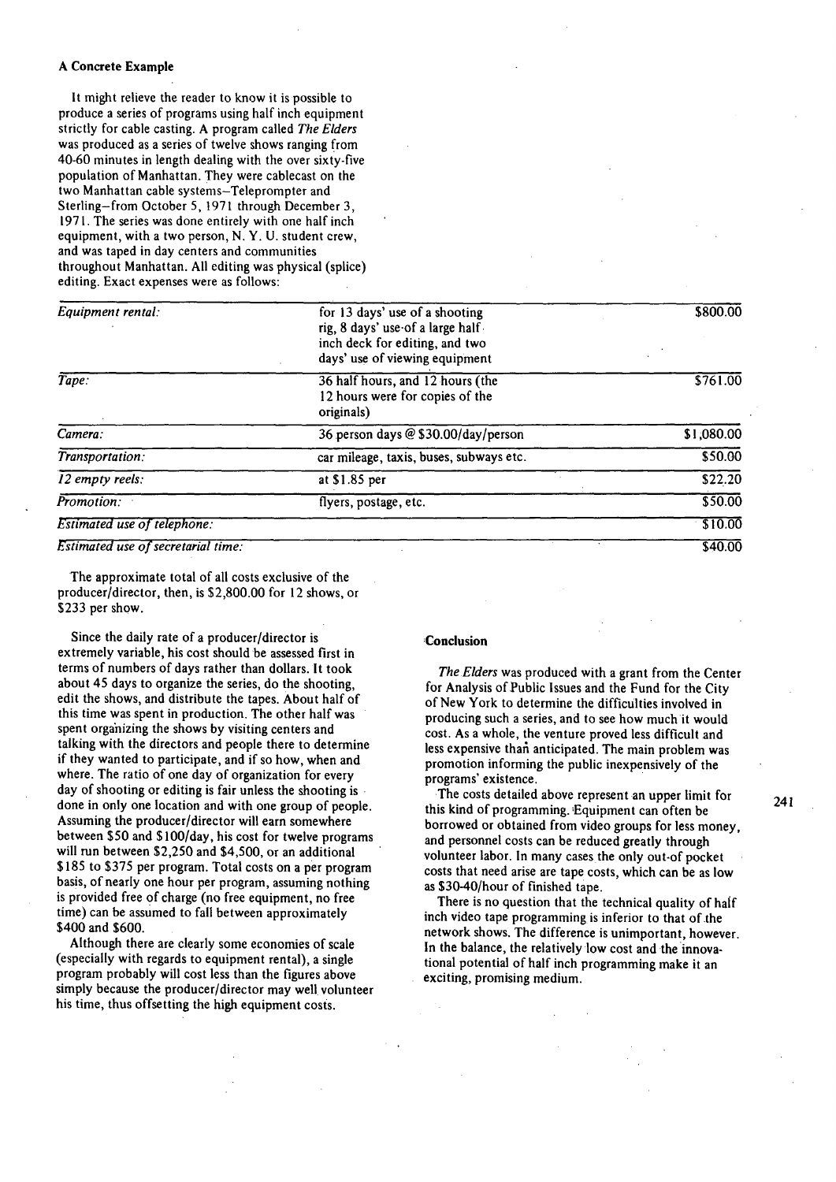### A Concrete Example

It might relieve the reader to know it is possible to produce a series of programs using half inch equipment strictly for cable casting. A program called *The Elders* was produced as a series of twelve shows ranging from 40-60 minutes in length dealing with the over sixty-five population of Manhattan. They were cablecast on the two Manhattan cable systems—Teleprompter and Sterling—from October 5, 1971 through December 3, 1971. The series was done entirely with one half inch equipment, with a two person, N. Y. U. student crew, and was taped in day centers and communities throughout Manhattan. All editing was physical (splice) editing. Exact expenses were as follows:

| | | |
|---|---|---|
| *Equipment rental:* | for 13 days' use of a shooting rig, 8 days' use of a large half inch deck for editing, and two days' use of viewing equipment | $800.00 |
| *Tape:* | 36 half hours, and 12 hours (the 12 hours were for copies of the originals) | $761.00 |
| *Camera:* | 36 person days @ $30.00/day/person | $1,080.00 |
| *Transportation:* | car mileage, taxis, buses, subways etc. | $50.00 |
| *12 empty reels:* | at $1.85 per | $22.20 |
| *Promotion:* | flyers, postage, etc. | $50.00 |
| *Estimated use of telephone:* | | $10.00 |
| *Estimated use of secretarial time:* | | $40.00 |

The approximate total of all costs exclusive of the producer/director, then, is $2,800.00 for 12 shows, or $233 per show.

Since the daily rate of a producer/director is extremely variable, his cost should be assessed first in terms of numbers of days rather than dollars. It took about 45 days to organize the series, do the shooting, edit the shows, and distribute the tapes. About half of this time was spent in production. The other half was spent organizing the shows by visiting centers and talking with the directors and people there to determine if they wanted to participate, and if so how, when and where. The ratio of one day of organization for every day of shooting or editing is fair unless the shooting is done in only one location and with one group of people. Assuming the producer/director will earn somewhere between $50 and $100/day, his cost for twelve programs will run between $2,250 and $4,500, or an additional $185 to $375 per program. Total costs on a per program basis, of nearly one hour per program, assuming nothing is provided free of charge (no free equipment, no free time) can be assumed to fall between approximately $400 and $600.

Although there are clearly some economies of scale (especially with regards to equipment rental), a single program probably will cost less than the figures above simply because the producer/director may well volunteer his time, thus offsetting the high equipment costs.

### Conclusion

*The Elders* was produced with a grant from the Center for Analysis of Public Issues and the Fund for the City of New York to determine the difficulties involved in producing such a series, and to see how much it would cost. As a whole, the venture proved less difficult and less expensive than anticipated. The main problem was promotion informing the public inexpensively of the programs' existence.

The costs detailed above represent an upper limit for this kind of programming. Equipment can often be borrowed or obtained from video groups for less money, and personnel costs can be reduced greatly through volunteer labor. In many cases the only out-of pocket costs that need arise are tape costs, which can be as low as $30-40/hour of finished tape.

There is no question that the technical quality of half inch video tape programming is inferior to that of the network shows. The difference is unimportant, however. In the balance, the relatively low cost and the innovational potential of half inch programming make it an exciting, promising medium.